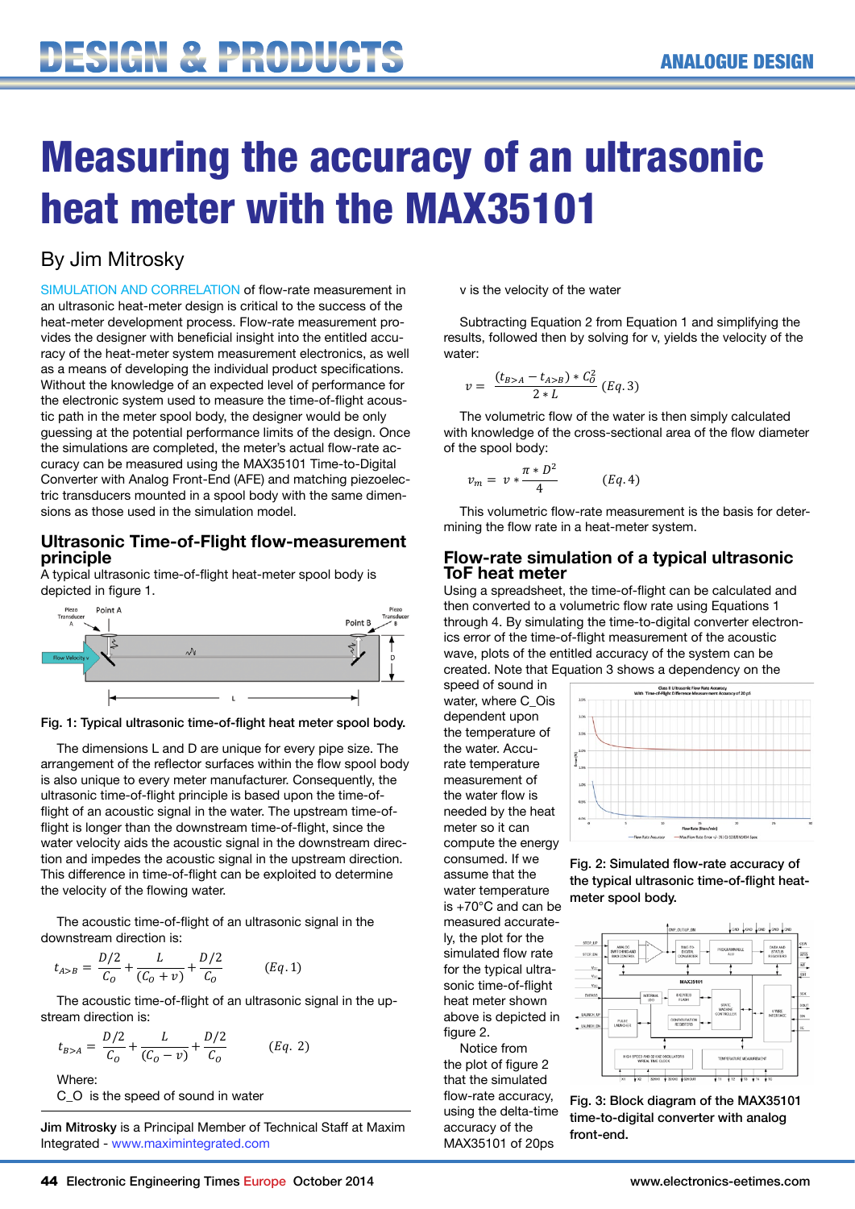# Measuring the accuracy of an ultrasonic heat meter with the MAX35101

By Jim Mitrosky

SIMULATION AND CORRELATION of flow-rate measurement in an ultrasonic heat-meter design is critical to the success of the heat-meter development process. Flow-rate measurement provides the designer with beneficial insight into the entitled accuracy of the heat-meter system measurement electronics, as well as a means of developing the individual product specifications. Without the knowledge of an expected level of performance for the electronic system used to measure the time-of-flight acoustic path in the meter spool body, the designer would be only guessing at the potential performance limits of the design. Once the simulations are completed, the meter's actual flow-rate accuracy can be measured using the MAX35101 Time-to-Digital Converter with Analog Front-End (AFE) and matching piezoelectric transducers mounted in a spool body with the same dimensions as those used in the simulation model.

## Ultrasonic Time-of-Flight flow-measurement principle

A typical ultrasonic time-of-flight heat-meter spool body is depicted in figure 1.

Fig. 1: Typical ultrasonic time-of-flight heat meter spool body.

The dimensions L and D are unique for every pipe size. The arrangement of the reflector surfaces within the flow spool body is also unique to every meter manufacturer. Consequently, the ultrasonic time-of-flight principle is based upon the time-of-flight of an acoustic signal in the water. The upstream time-of-flight is longer than the downstream time-of-flight, since the water velocity aids the acoustic signal in the downstream direction and impedes the acoustic signal in the upstream direction. This difference in time-of-flight can be exploited to determine the velocity of the flowing water.

The acoustic time-of-flight of an ultrasonic signal in the downstream direction is:

$$t_{A>B} = \frac{D/2}{C_O} + \frac{L}{(C_O + v)} + \frac{D/2}{C_O} \qquad (Eq.1)$$

The acoustic time-of-flight of an ultrasonic signal in the upstream direction is:

$$t_{B>A} = \frac{D/2}{C_O} + \frac{L}{(C_O - v)} + \frac{D/2}{C_O} \qquad (Eq.\ 2)$$

Where:

$C_O$ is the speed of sound in water

v is the velocity of the water

Subtracting Equation 2 from Equation 1 and simplifying the results, followed then by solving for v, yields the velocity of the water:

$$v = \frac{(t_{B>A} - t_{A>B}) * C_O^2}{2 * L} \quad (Eq.3)$$

The volumetric flow of the water is then simply calculated with knowledge of the cross-sectional area of the flow diameter of the spool body:

$$v_m = v * \frac{\pi * D^2}{4} \qquad (Eq.4)$$

This volumetric flow-rate measurement is the basis for determining the flow rate in a heat-meter system.

## Flow-rate simulation of a typical ultrasonic ToF heat meter

Using a spreadsheet, the time-of-flight can be calculated and then converted to a volumetric flow rate using Equations 1 through 4. By simulating the time-to-digital converter electronics error of the time-of-flight measurement of the acoustic wave, plots of the entitled accuracy of the system can be created. Note that Equation 3 shows a dependency on the speed of sound in water, where C_O is dependent upon the temperature of the water. Accurate temperature measurement of the water flow is needed by the heat meter so it can compute the energy consumed. If we assume that the water temperature is +70°C and can be measured accurately, the plot for the simulated flow rate for the typical ultrasonic time-of-flight heat meter shown above is depicted in figure 2.

Notice from the plot of figure 2 that the simulated flow-rate accuracy, using the delta-time accuracy of the MAX35101 of 20ps

Fig. 2: Simulated flow-rate accuracy of the typical ultrasonic time-of-flight heat-meter spool body.

Fig. 3: Block diagram of the MAX35101 time-to-digital converter with analog front-end.

**Jim Mitrosky** is a Principal Member of Technical Staff at Maxim Integrated - www.maximintegrated.com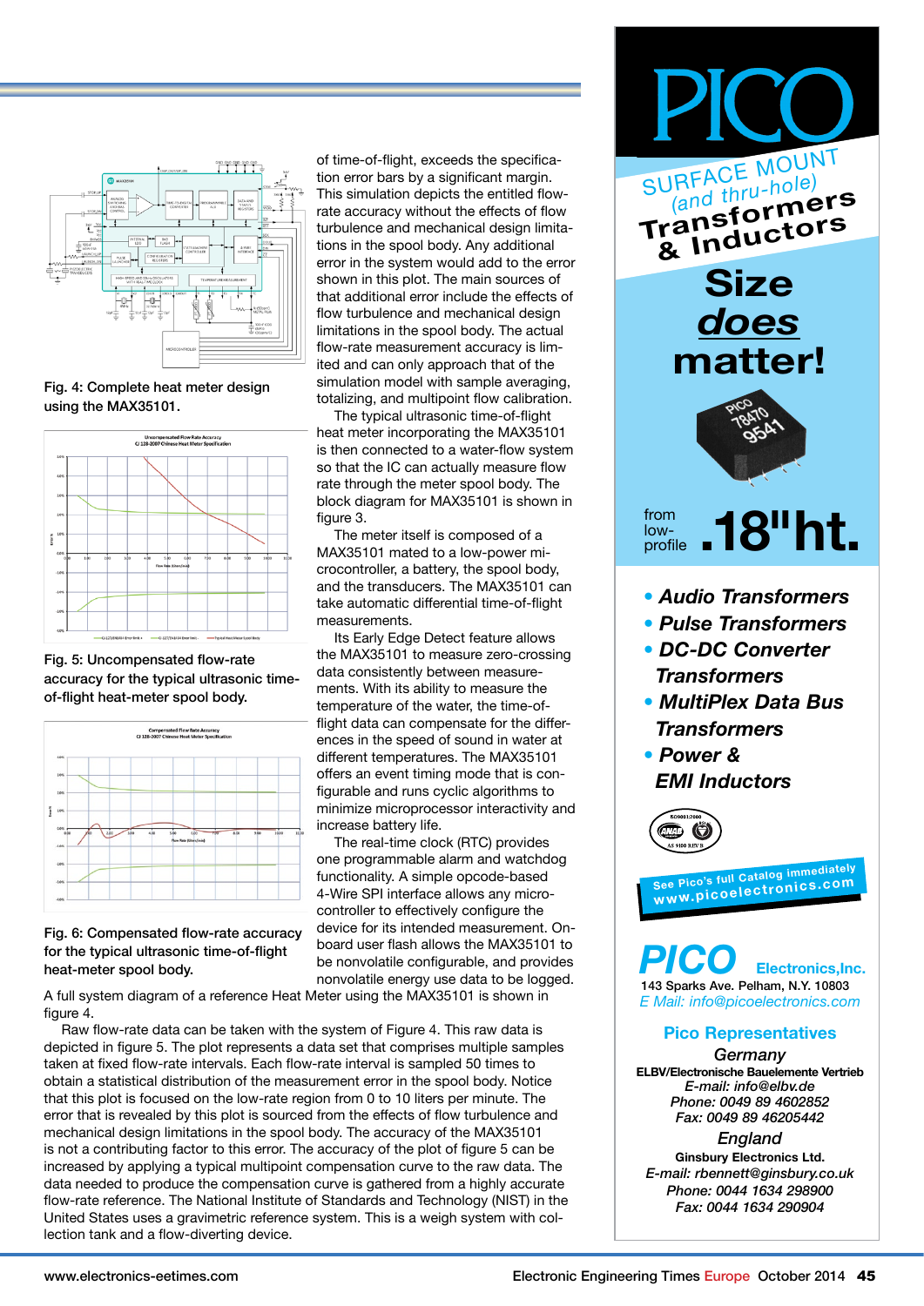of time-of-flight, exceeds the specification error bars by a significant margin. This simulation depicts the entitled flow-rate accuracy without the effects of flow turbulence and mechanical design limitations in the spool body. Any additional error in the system would add to the error shown in this plot. The main sources of that additional error include the effects of flow turbulence and mechanical design limitations in the spool body. The actual flow-rate measurement accuracy is limited and can only approach that of the simulation model with sample averaging, totalizing, and multipoint flow calibration.

The typical ultrasonic time-of-flight heat meter incorporating the MAX35101 is then connected to a water-flow system so that the IC can actually measure flow rate through the meter spool body. The block diagram for MAX35101 is shown in figure 3.

The meter itself is composed of a MAX35101 mated to a low-power microcontroller, a battery, the spool body, and the transducers. The MAX35101 can take automatic differential time-of-flight measurements.

Its Early Edge Detect feature allows the MAX35101 to measure zero-crossing data consistently between measurements. With its ability to measure the temperature of the water, the time-of-flight data can compensate for the differences in the speed of sound in water at different temperatures. The MAX35101 offers an event timing mode that is configurable and runs cyclic algorithms to minimize microprocessor interactivity and increase battery life.

The real-time clock (RTC) provides one programmable alarm and watchdog functionality. A simple opcode-based 4-Wire SPI interface allows any microcontroller to effectively configure the device for its intended measurement. On-board user flash allows the MAX35101 to be nonvolatile configurable, and provides nonvolatile energy use data to be logged.

Fig. 4: Complete heat meter design using the MAX35101.

Fig. 5: Uncompensated flow-rate accuracy for the typical ultrasonic time-of-flight heat-meter spool body.

Fig. 6: Compensated flow-rate accuracy for the typical ultrasonic time-of-flight heat-meter spool body.

A full system diagram of a reference Heat Meter using the MAX35101 is shown in figure 4.

Raw flow-rate data can be taken with the system of Figure 4. This raw data is depicted in figure 5. The plot represents a data set that comprises multiple samples taken at fixed flow-rate intervals. Each flow-rate interval is sampled 50 times to obtain a statistical distribution of the measurement error in the spool body. Notice that this plot is focused on the low-rate region from 0 to 10 liters per minute. The error that is revealed by this plot is sourced from the effects of flow turbulence and mechanical design limitations in the spool body. The accuracy of the MAX35101 is not a contributing factor to this error. The accuracy of the plot of figure 5 can be increased by applying a typical multipoint compensation curve to the raw data. The data needed to produce the compensation curve is gathered from a highly accurate flow-rate reference. The National Institute of Standards and Technology (NIST) in the United States uses a gravimetric reference system. This is a weigh system with collection tank and a flow-diverting device.

PICO

SURFACE MOUNT (and thru-hole) Transformers & Inductors

Size *does* matter!

from low-profile .18"ht.

- *Audio Transformers*
- *Pulse Transformers*
- *DC-DC Converter Transformers*
- *MultiPlex Data Bus Transformers*
- *Power & EMI Inductors*

See Pico's full Catalog immediately www.picoelectronics.com

**PICO Electronics,Inc.**
143 Sparks Ave. Pelham, N.Y. 10803
E Mail: info@picoelectronics.com

**Pico Representatives**

*Germany*
ELBV/Electronische Bauelemente Vertrieb
E-mail: info@elbv.de
Phone: 0049 89 4602852
Fax: 0049 89 46205442

*England*
Ginsbury Electronics Ltd.
E-mail: rbennett@ginsbury.co.uk
Phone: 0044 1634 298900
Fax: 0044 1634 290904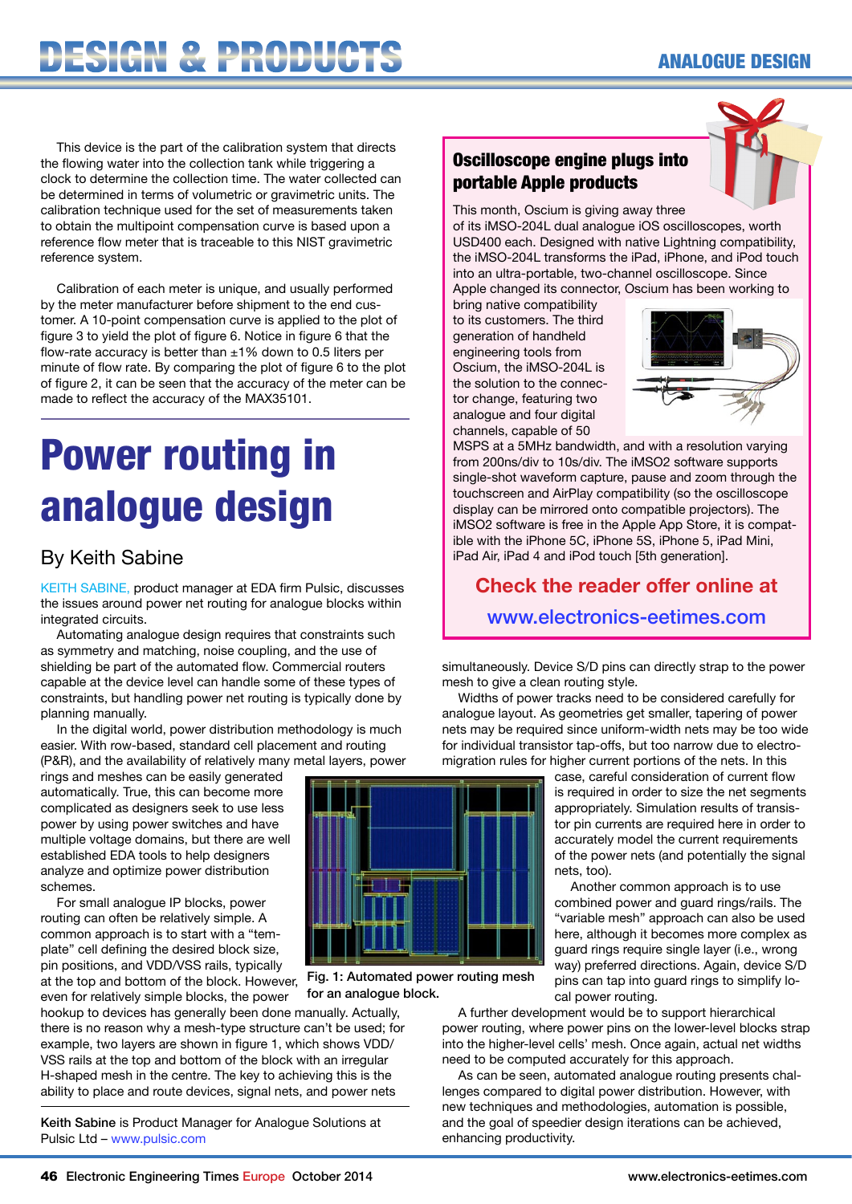This device is the part of the calibration system that directs the flowing water into the collection tank while triggering a clock to determine the collection time. The water collected can be determined in terms of volumetric or gravimetric units. The calibration technique used for the set of measurements taken to obtain the multipoint compensation curve is based upon a reference flow meter that is traceable to this NIST gravimetric reference system.

Calibration of each meter is unique, and usually performed by the meter manufacturer before shipment to the end customer. A 10-point compensation curve is applied to the plot of figure 3 to yield the plot of figure 6. Notice in figure 6 that the flow-rate accuracy is better than ±1% down to 0.5 liters per minute of flow rate. By comparing the plot of figure 6 to the plot of figure 2, it can be seen that the accuracy of the meter can be made to reflect the accuracy of the MAX35101.

# Power routing in analogue design

## By Keith Sabine

KEITH SABINE, product manager at EDA firm Pulsic, discusses the issues around power net routing for analogue blocks within integrated circuits.

Automating analogue design requires that constraints such as symmetry and matching, noise coupling, and the use of shielding be part of the automated flow. Commercial routers capable at the device level can handle some of these types of constraints, but handling power net routing is typically done by planning manually.

In the digital world, power distribution methodology is much easier. With row-based, standard cell placement and routing (P&R), and the availability of relatively many metal layers, power rings and meshes can be easily generated automatically. True, this can become more complicated as designers seek to use less power by using power switches and have multiple voltage domains, but there are well established EDA tools to help designers analyze and optimize power distribution schemes.

For small analogue IP blocks, power routing can often be relatively simple. A common approach is to start with a "template" cell defining the desired block size, pin positions, and VDD/VSS rails, typically at the top and bottom of the block. However, even for relatively simple blocks, the power hookup to devices has generally been done manually. Actually, there is no reason why a mesh-type structure can't be used; for example, two layers are shown in figure 1, which shows VDD/VSS rails at the top and bottom of the block with an irregular H-shaped mesh in the centre. The key to achieving this is the ability to place and route devices, signal nets, and power nets simultaneously. Device S/D pins can directly strap to the power mesh to give a clean routing style.

Fig. 1: Automated power routing mesh for an analogue block.

Widths of power tracks need to be considered carefully for analogue layout. As geometries get smaller, tapering of power nets may be required since uniform-width nets may be too wide for individual transistor tap-offs, but too narrow due to electromigration rules for higher current portions of the nets. In this case, careful consideration of current flow is required in order to size the net segments appropriately. Simulation results of transistor pin currents are required here in order to accurately model the current requirements of the power nets (and potentially the signal nets, too).

Another common approach is to use combined power and guard rings/rails. The "variable mesh" approach can also be used here, although it becomes more complex as guard rings require single layer (i.e., wrong way) preferred directions. Again, device S/D pins can tap into guard rings to simplify local power routing.

A further development would be to support hierarchical power routing, where power pins on the lower-level blocks strap into the higher-level cells' mesh. Once again, actual net widths need to be computed accurately for this approach.

As can be seen, automated analogue routing presents challenges compared to digital power distribution. However, with new techniques and methodologies, automation is possible, and the goal of speedier design iterations can be achieved, enhancing productivity.

Keith Sabine is Product Manager for Analogue Solutions at Pulsic Ltd – www.pulsic.com

## Oscilloscope engine plugs into portable Apple products

This month, Oscium is giving away three of its iMSO-204L dual analogue iOS oscilloscopes, worth USD400 each. Designed with native Lightning compatibility, the iMSO-204L transforms the iPad, iPhone, and iPod touch into an ultra-portable, two-channel oscilloscope. Since Apple changed its connector, Oscium has been working to bring native compatibility to its customers. The third generation of handheld engineering tools from Oscium, the iMSO-204L is the solution to the connector change, featuring two analogue and four digital channels, capable of 50 MSPS at a 5MHz bandwidth, and with a resolution varying from 200ns/div to 10s/div. The iMSO2 software supports single-shot waveform capture, pause and zoom through the touchscreen and AirPlay compatibility (so the oscilloscope display can be mirrored onto compatible projectors). The iMSO2 software is free in the Apple App Store, it is compatible with the iPhone 5C, iPhone 5S, iPhone 5, iPad Mini, iPad Air, iPad 4 and iPod touch [5th generation].

**Check the reader offer online at www.electronics-eetimes.com**